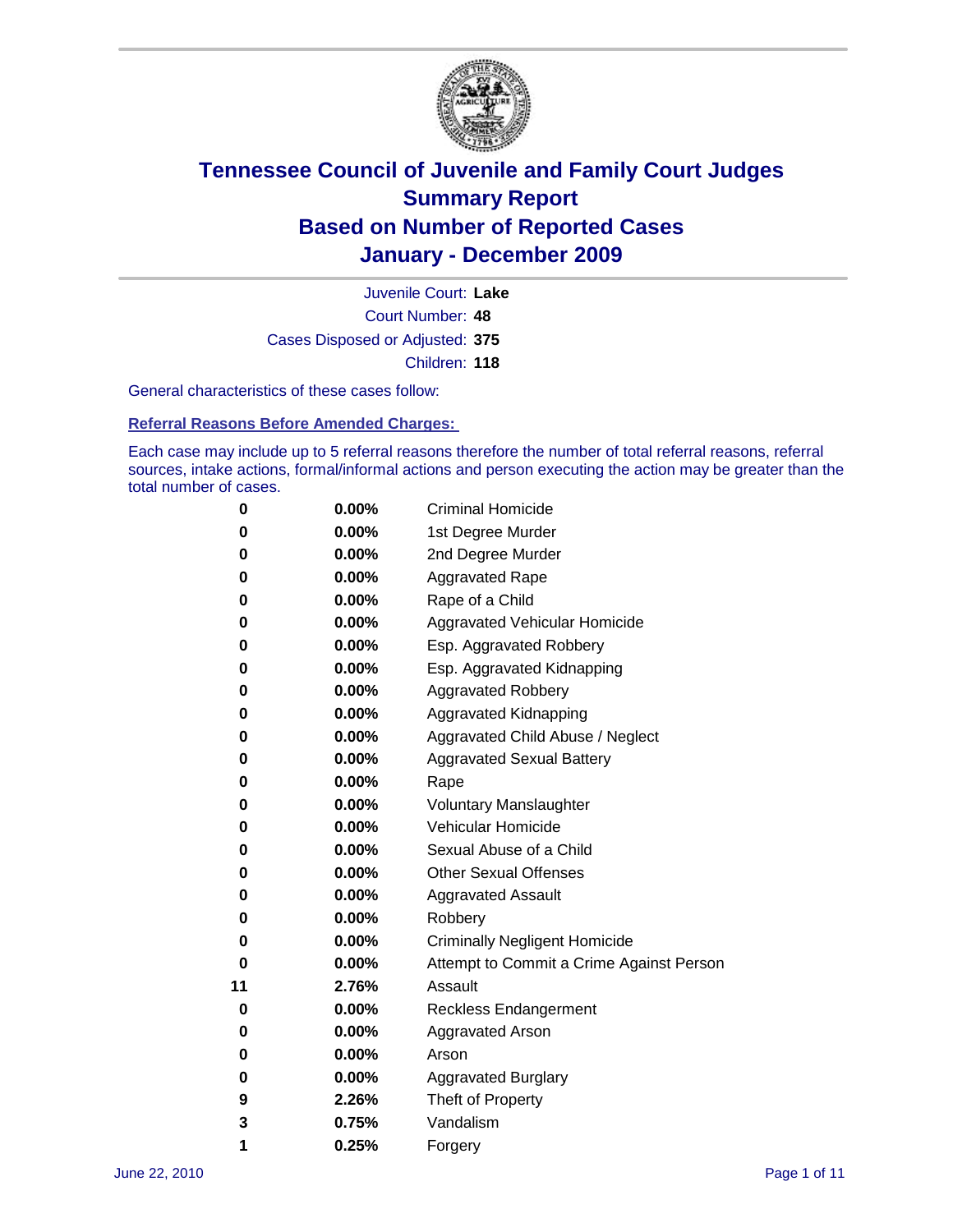# Tennessee Council of Juvenile and Family Court Judges
## Summary Report
## Based on Number of Reported Cases
## January - December 2009

Juvenile Court: **Lake**

Court Number: **48**

Cases Disposed or Adjusted: **375**

Children: **118**

General characteristics of these cases follow:

### Referral Reasons Before Amended Charges:

Each case may include up to 5 referral reasons therefore the number of total referral reasons, referral sources, intake actions, formal/informal actions and person executing the action may be greater than the total number of cases.

| Count | Percent | Reason |
|---|---|---|
| 0 | 0.00% | Criminal Homicide |
| 0 | 0.00% | 1st Degree Murder |
| 0 | 0.00% | 2nd Degree Murder |
| 0 | 0.00% | Aggravated Rape |
| 0 | 0.00% | Rape of a Child |
| 0 | 0.00% | Aggravated Vehicular Homicide |
| 0 | 0.00% | Esp. Aggravated Robbery |
| 0 | 0.00% | Esp. Aggravated Kidnapping |
| 0 | 0.00% | Aggravated Robbery |
| 0 | 0.00% | Aggravated Kidnapping |
| 0 | 0.00% | Aggravated Child Abuse / Neglect |
| 0 | 0.00% | Aggravated Sexual Battery |
| 0 | 0.00% | Rape |
| 0 | 0.00% | Voluntary Manslaughter |
| 0 | 0.00% | Vehicular Homicide |
| 0 | 0.00% | Sexual Abuse of a Child |
| 0 | 0.00% | Other Sexual Offenses |
| 0 | 0.00% | Aggravated Assault |
| 0 | 0.00% | Robbery |
| 0 | 0.00% | Criminally Negligent Homicide |
| 0 | 0.00% | Attempt to Commit a Crime Against Person |
| 11 | 2.76% | Assault |
| 0 | 0.00% | Reckless Endangerment |
| 0 | 0.00% | Aggravated Arson |
| 0 | 0.00% | Arson |
| 0 | 0.00% | Aggravated Burglary |
| 9 | 2.26% | Theft of Property |
| 3 | 0.75% | Vandalism |
| 1 | 0.25% | Forgery |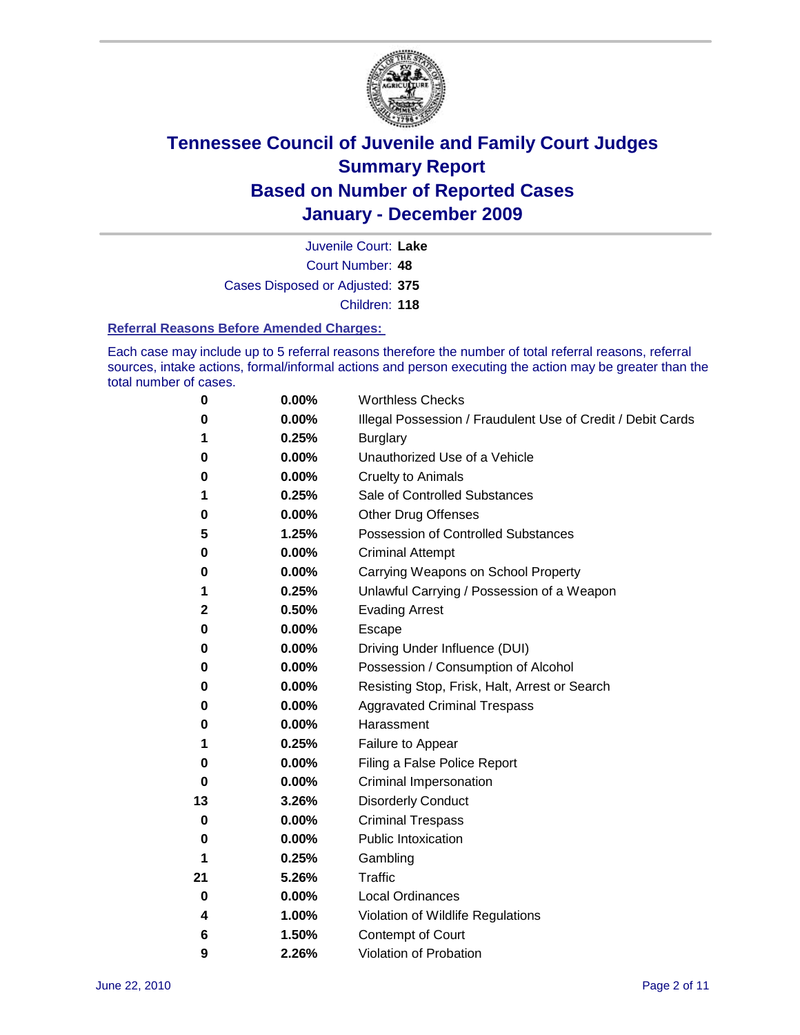# Tennessee Council of Juvenile and Family Court Judges
## Summary Report
## Based on Number of Reported Cases
## January - December 2009

Juvenile Court: **Lake**
Court Number: **48**
Cases Disposed or Adjusted: **375**
Children: **118**

### Referral Reasons Before Amended Charges:

Each case may include up to 5 referral reasons therefore the number of total referral reasons, referral sources, intake actions, formal/informal actions and person executing the action may be greater than the total number of cases.

| | | |
|---|---|---|
| 0 | 0.00% | Worthless Checks |
| 0 | 0.00% | Illegal Possession / Fraudulent Use of Credit / Debit Cards |
| 1 | 0.25% | Burglary |
| 0 | 0.00% | Unauthorized Use of a Vehicle |
| 0 | 0.00% | Cruelty to Animals |
| 1 | 0.25% | Sale of Controlled Substances |
| 0 | 0.00% | Other Drug Offenses |
| 5 | 1.25% | Possession of Controlled Substances |
| 0 | 0.00% | Criminal Attempt |
| 0 | 0.00% | Carrying Weapons on School Property |
| 1 | 0.25% | Unlawful Carrying / Possession of a Weapon |
| 2 | 0.50% | Evading Arrest |
| 0 | 0.00% | Escape |
| 0 | 0.00% | Driving Under Influence (DUI) |
| 0 | 0.00% | Possession / Consumption of Alcohol |
| 0 | 0.00% | Resisting Stop, Frisk, Halt, Arrest or Search |
| 0 | 0.00% | Aggravated Criminal Trespass |
| 0 | 0.00% | Harassment |
| 1 | 0.25% | Failure to Appear |
| 0 | 0.00% | Filing a False Police Report |
| 0 | 0.00% | Criminal Impersonation |
| 13 | 3.26% | Disorderly Conduct |
| 0 | 0.00% | Criminal Trespass |
| 0 | 0.00% | Public Intoxication |
| 1 | 0.25% | Gambling |
| 21 | 5.26% | Traffic |
| 0 | 0.00% | Local Ordinances |
| 4 | 1.00% | Violation of Wildlife Regulations |
| 6 | 1.50% | Contempt of Court |
| 9 | 2.26% | Violation of Probation |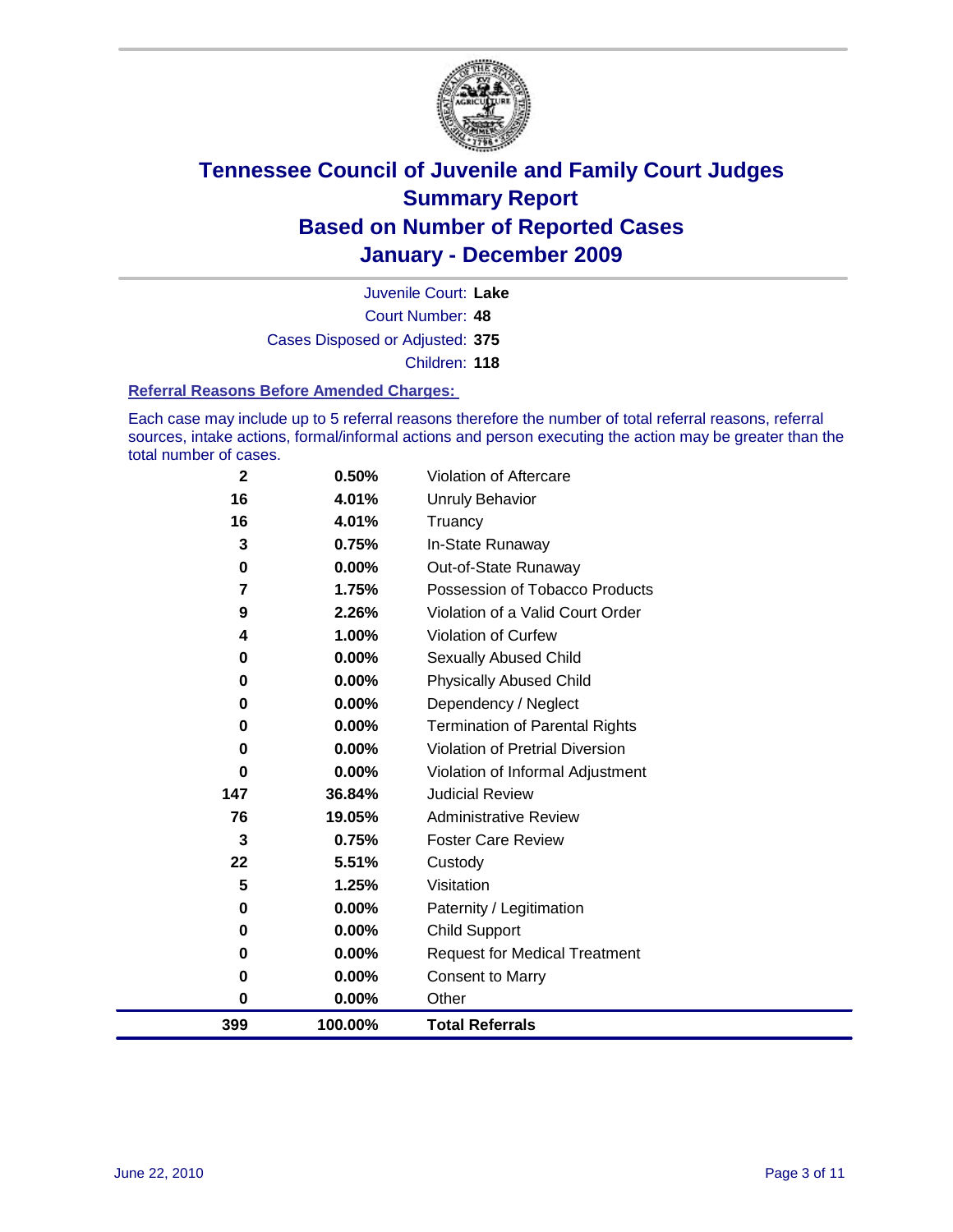# Tennessee Council of Juvenile and Family Court Judges
## Summary Report
## Based on Number of Reported Cases
## January - December 2009

Juvenile Court: **Lake**
Court Number: **48**
Cases Disposed or Adjusted: **375**
Children: **118**

### Referral Reasons Before Amended Charges:

Each case may include up to 5 referral reasons therefore the number of total referral reasons, referral sources, intake actions, formal/informal actions and person executing the action may be greater than the total number of cases.

| Count | Percent | Referral Reason |
|---|---|---|
| 2 | 0.50% | Violation of Aftercare |
| 16 | 4.01% | Unruly Behavior |
| 16 | 4.01% | Truancy |
| 3 | 0.75% | In-State Runaway |
| 0 | 0.00% | Out-of-State Runaway |
| 7 | 1.75% | Possession of Tobacco Products |
| 9 | 2.26% | Violation of a Valid Court Order |
| 4 | 1.00% | Violation of Curfew |
| 0 | 0.00% | Sexually Abused Child |
| 0 | 0.00% | Physically Abused Child |
| 0 | 0.00% | Dependency / Neglect |
| 0 | 0.00% | Termination of Parental Rights |
| 0 | 0.00% | Violation of Pretrial Diversion |
| 0 | 0.00% | Violation of Informal Adjustment |
| 147 | 36.84% | Judicial Review |
| 76 | 19.05% | Administrative Review |
| 3 | 0.75% | Foster Care Review |
| 22 | 5.51% | Custody |
| 5 | 1.25% | Visitation |
| 0 | 0.00% | Paternity / Legitimation |
| 0 | 0.00% | Child Support |
| 0 | 0.00% | Request for Medical Treatment |
| 0 | 0.00% | Consent to Marry |
| 0 | 0.00% | Other |
| **399** | **100.00%** | **Total Referrals** |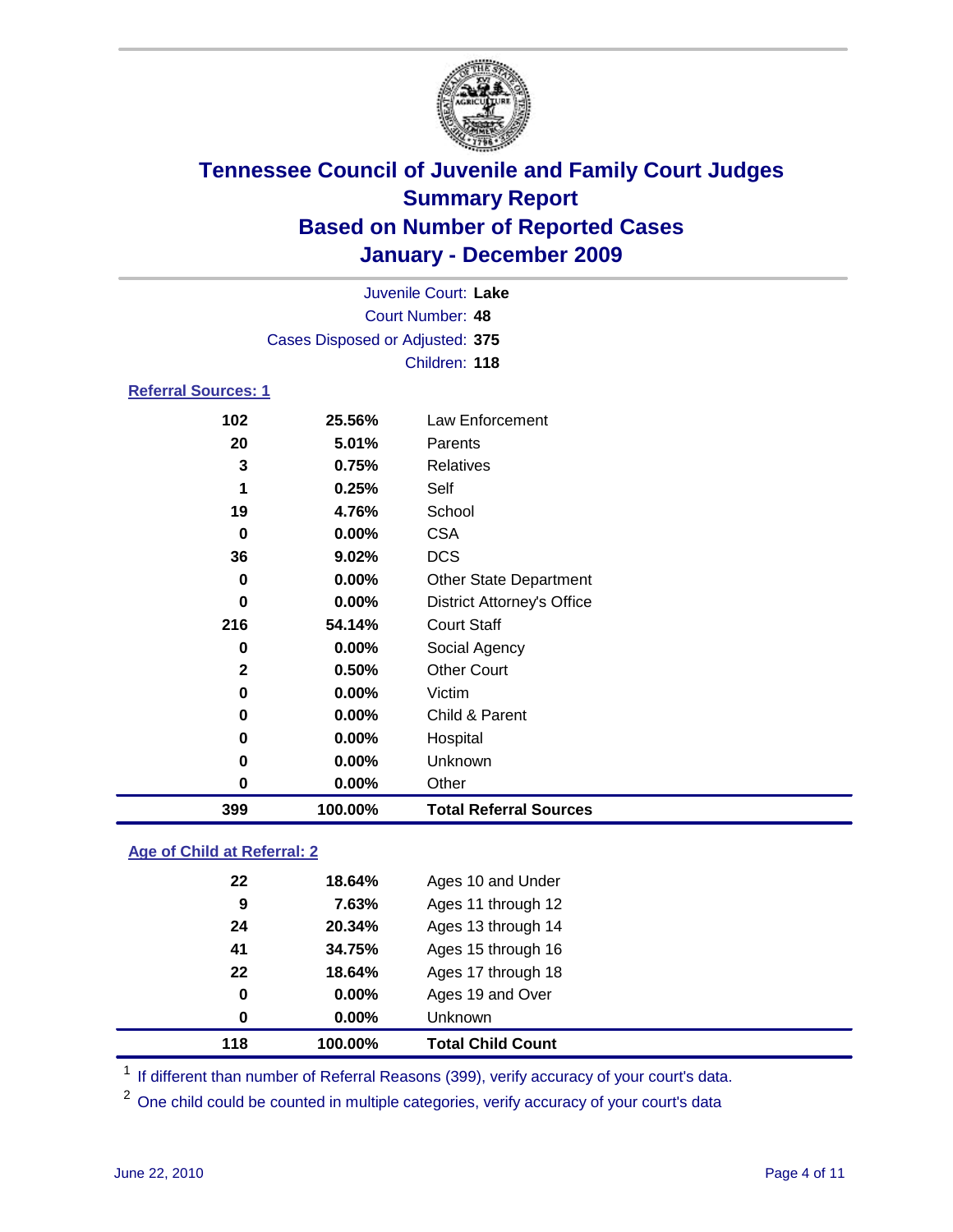# Tennessee Council of Juvenile and Family Court Judges
## Summary Report
## Based on Number of Reported Cases
## January - December 2009

Juvenile Court: **Lake**

Court Number: **48**

Cases Disposed or Adjusted: **375**

Children: **118**

### Referral Sources: 1

| | | |
|---|---|---|
| 102 | 25.56% | Law Enforcement |
| 20 | 5.01% | Parents |
| 3 | 0.75% | Relatives |
| 1 | 0.25% | Self |
| 19 | 4.76% | School |
| 0 | 0.00% | CSA |
| 36 | 9.02% | DCS |
| 0 | 0.00% | Other State Department |
| 0 | 0.00% | District Attorney's Office |
| 216 | 54.14% | Court Staff |
| 0 | 0.00% | Social Agency |
| 2 | 0.50% | Other Court |
| 0 | 0.00% | Victim |
| 0 | 0.00% | Child & Parent |
| 0 | 0.00% | Hospital |
| 0 | 0.00% | Unknown |
| 0 | 0.00% | Other |
| **399** | **100.00%** | **Total Referral Sources** |

### Age of Child at Referral: 2

| | | |
|---|---|---|
| 22 | 18.64% | Ages 10 and Under |
| 9 | 7.63% | Ages 11 through 12 |
| 24 | 20.34% | Ages 13 through 14 |
| 41 | 34.75% | Ages 15 through 16 |
| 22 | 18.64% | Ages 17 through 18 |
| 0 | 0.00% | Ages 19 and Over |
| 0 | 0.00% | Unknown |
| **118** | **100.00%** | **Total Child Count** |

[1] If different than number of Referral Reasons (399), verify accuracy of your court's data.

[2] One child could be counted in multiple categories, verify accuracy of your court's data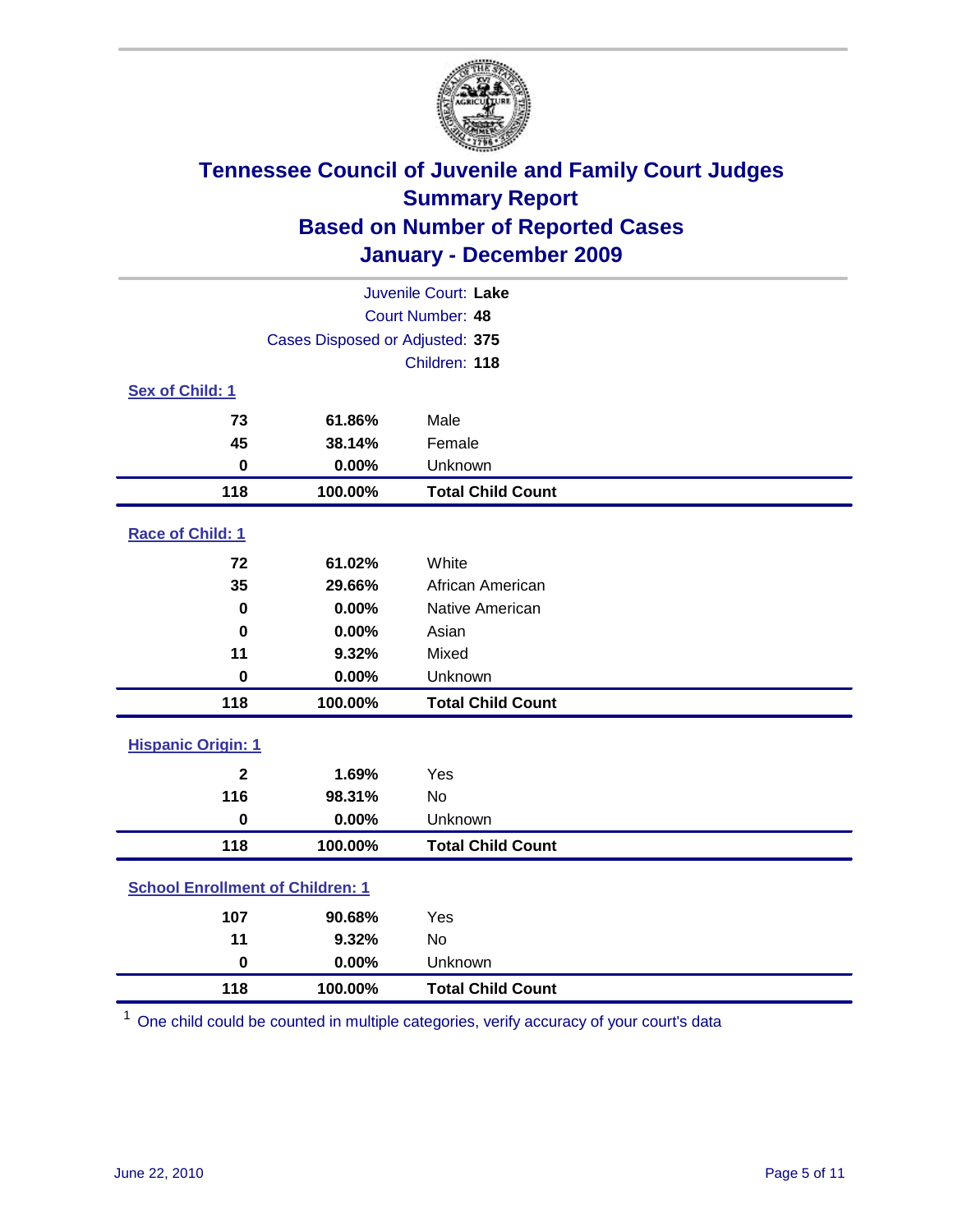# Tennessee Council of Juvenile and Family Court Judges
## Summary Report
## Based on Number of Reported Cases
## January - December 2009

Juvenile Court: **Lake**
Court Number: **48**
Cases Disposed or Adjusted: **375**
Children: **118**

### Sex of Child: 1

| | | |
|---|---|---|
| 73 | 61.86% | Male |
| 45 | 38.14% | Female |
| 0 | 0.00% | Unknown |
| **118** | **100.00%** | **Total Child Count** |

### Race of Child: 1

| | | |
|---|---|---|
| 72 | 61.02% | White |
| 35 | 29.66% | African American |
| 0 | 0.00% | Native American |
| 0 | 0.00% | Asian |
| 11 | 9.32% | Mixed |
| 0 | 0.00% | Unknown |
| **118** | **100.00%** | **Total Child Count** |

### Hispanic Origin: 1

| | | |
|---|---|---|
| 2 | 1.69% | Yes |
| 116 | 98.31% | No |
| 0 | 0.00% | Unknown |
| **118** | **100.00%** | **Total Child Count** |

### School Enrollment of Children: 1

| | | |
|---|---|---|
| 107 | 90.68% | Yes |
| 11 | 9.32% | No |
| 0 | 0.00% | Unknown |
| **118** | **100.00%** | **Total Child Count** |

[1] One child could be counted in multiple categories, verify accuracy of your court's data

June 22, 2010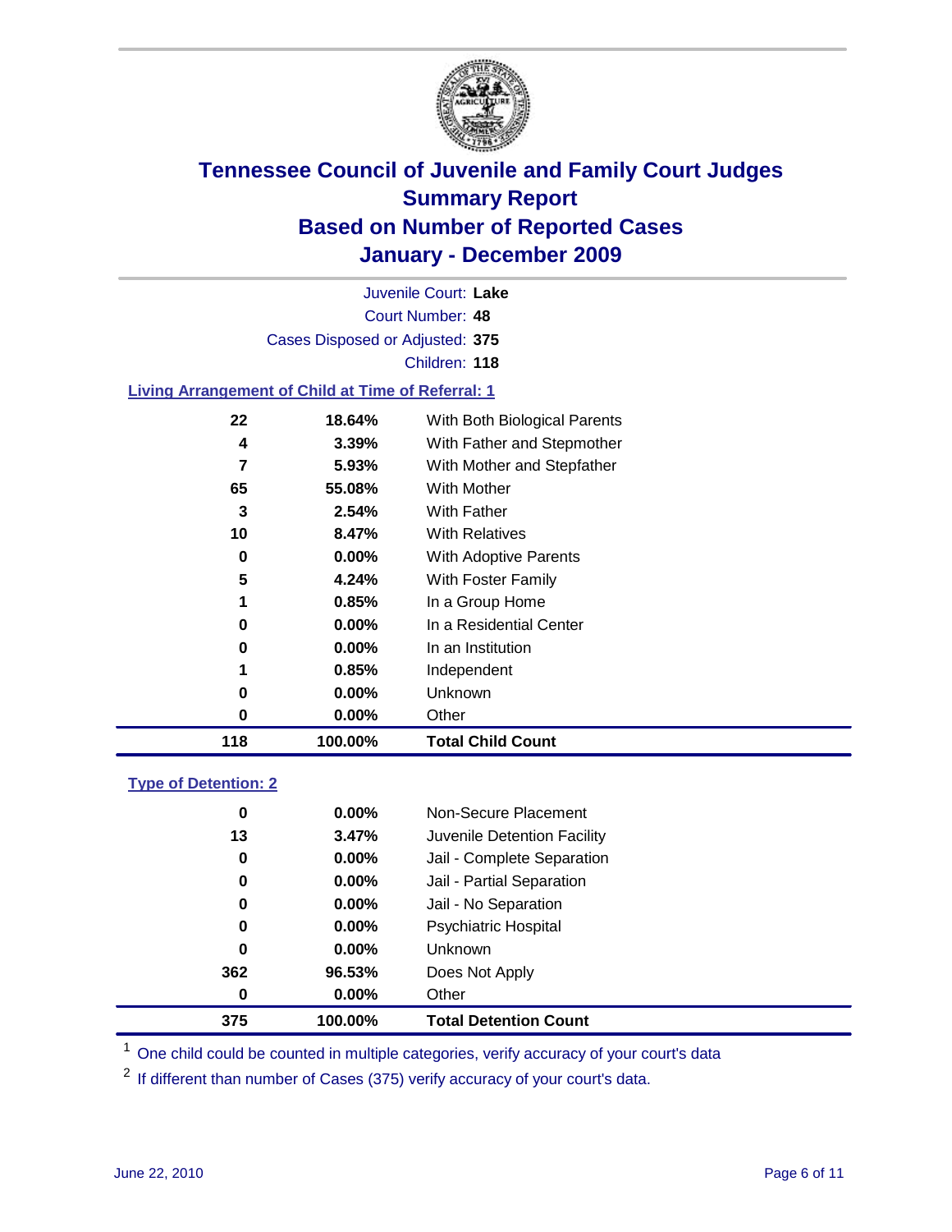# Tennessee Council of Juvenile and Family Court Judges
## Summary Report
## Based on Number of Reported Cases
## January - December 2009

Juvenile Court: **Lake**
Court Number: **48**
Cases Disposed or Adjusted: **375**
Children: **118**

### Living Arrangement of Child at Time of Referral: 1

| Count | Percent | Category |
|---|---|---|
| 22 | 18.64% | With Both Biological Parents |
| 4 | 3.39% | With Father and Stepmother |
| 7 | 5.93% | With Mother and Stepfather |
| 65 | 55.08% | With Mother |
| 3 | 2.54% | With Father |
| 10 | 8.47% | With Relatives |
| 0 | 0.00% | With Adoptive Parents |
| 5 | 4.24% | With Foster Family |
| 1 | 0.85% | In a Group Home |
| 0 | 0.00% | In a Residential Center |
| 0 | 0.00% | In an Institution |
| 1 | 0.85% | Independent |
| 0 | 0.00% | Unknown |
| 0 | 0.00% | Other |
| **118** | **100.00%** | **Total Child Count** |

### Type of Detention: 2

| Count | Percent | Category |
|---|---|---|
| 0 | 0.00% | Non-Secure Placement |
| 13 | 3.47% | Juvenile Detention Facility |
| 0 | 0.00% | Jail - Complete Separation |
| 0 | 0.00% | Jail - Partial Separation |
| 0 | 0.00% | Jail - No Separation |
| 0 | 0.00% | Psychiatric Hospital |
| 0 | 0.00% | Unknown |
| 362 | 96.53% | Does Not Apply |
| 0 | 0.00% | Other |
| **375** | **100.00%** | **Total Detention Count** |

[1] One child could be counted in multiple categories, verify accuracy of your court's data

[2] If different than number of Cases (375) verify accuracy of your court's data.

June 22, 2010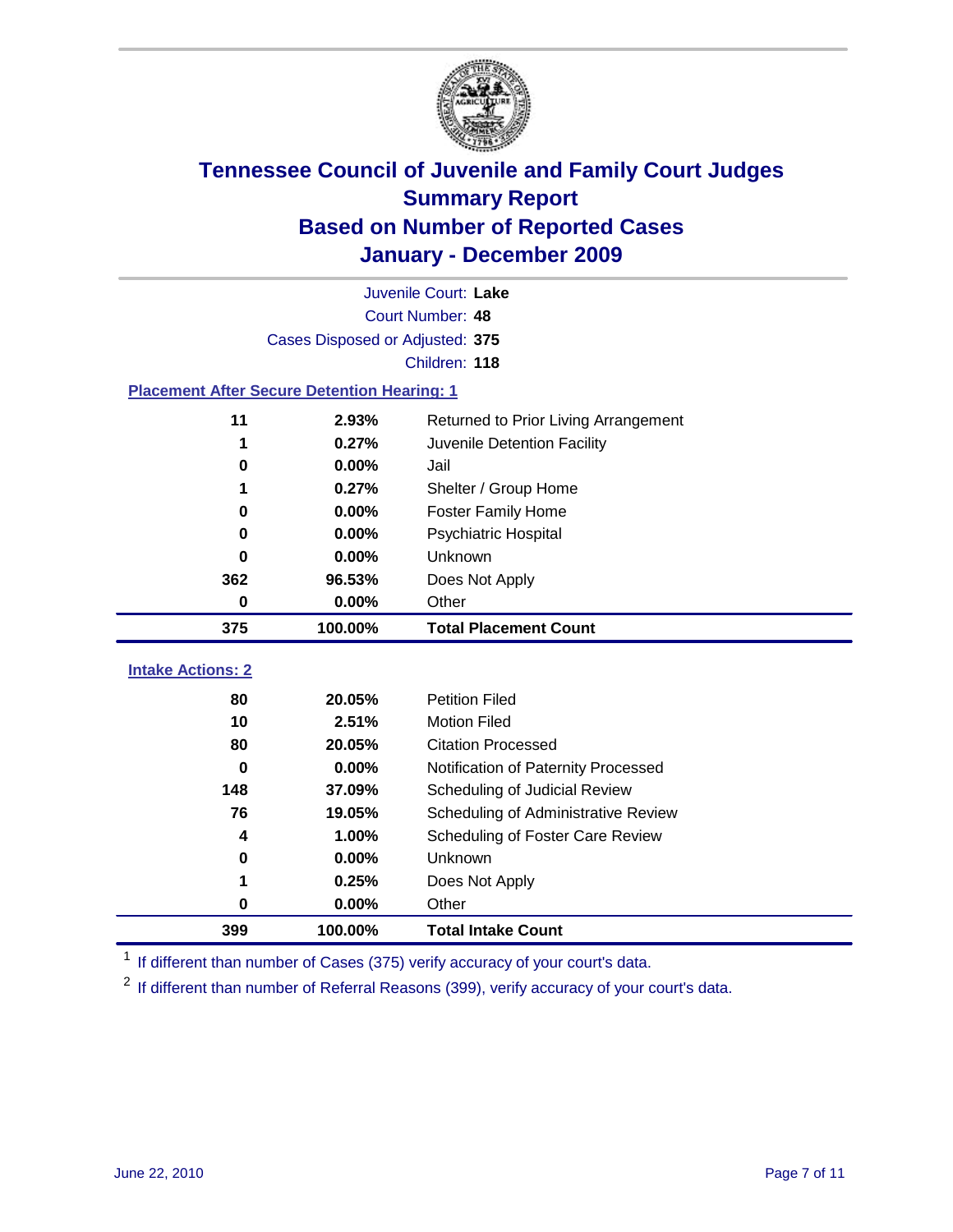# Tennessee Council of Juvenile and Family Court Judges
## Summary Report
## Based on Number of Reported Cases
## January - December 2009

Juvenile Court: **Lake**
Court Number: **48**
Cases Disposed or Adjusted: **375**
Children: **118**

### Placement After Secure Detention Hearing: 1

| | | |
|---|---|---|
| 11 | 2.93% | Returned to Prior Living Arrangement |
| 1 | 0.27% | Juvenile Detention Facility |
| 0 | 0.00% | Jail |
| 1 | 0.27% | Shelter / Group Home |
| 0 | 0.00% | Foster Family Home |
| 0 | 0.00% | Psychiatric Hospital |
| 0 | 0.00% | Unknown |
| 362 | 96.53% | Does Not Apply |
| 0 | 0.00% | Other |
| **375** | **100.00%** | **Total Placement Count** |

### Intake Actions: 2

| | | |
|---|---|---|
| 80 | 20.05% | Petition Filed |
| 10 | 2.51% | Motion Filed |
| 80 | 20.05% | Citation Processed |
| 0 | 0.00% | Notification of Paternity Processed |
| 148 | 37.09% | Scheduling of Judicial Review |
| 76 | 19.05% | Scheduling of Administrative Review |
| 4 | 1.00% | Scheduling of Foster Care Review |
| 0 | 0.00% | Unknown |
| 1 | 0.25% | Does Not Apply |
| 0 | 0.00% | Other |
| **399** | **100.00%** | **Total Intake Count** |

[1] If different than number of Cases (375) verify accuracy of your court's data.

[2] If different than number of Referral Reasons (399), verify accuracy of your court's data.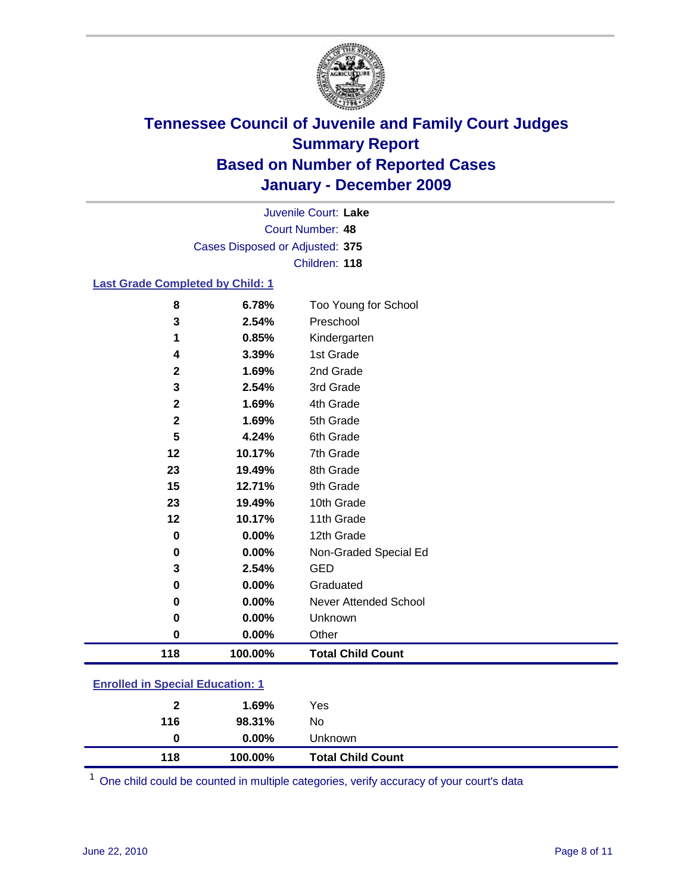# Tennessee Council of Juvenile and Family Court Judges
## Summary Report
## Based on Number of Reported Cases
## January - December 2009

Juvenile Court: **Lake**
Court Number: **48**
Cases Disposed or Adjusted: **375**
Children: **118**

### Last Grade Completed by Child: 1

| | | |
|---|---|---|
| 8 | 6.78% | Too Young for School |
| 3 | 2.54% | Preschool |
| 1 | 0.85% | Kindergarten |
| 4 | 3.39% | 1st Grade |
| 2 | 1.69% | 2nd Grade |
| 3 | 2.54% | 3rd Grade |
| 2 | 1.69% | 4th Grade |
| 2 | 1.69% | 5th Grade |
| 5 | 4.24% | 6th Grade |
| 12 | 10.17% | 7th Grade |
| 23 | 19.49% | 8th Grade |
| 15 | 12.71% | 9th Grade |
| 23 | 19.49% | 10th Grade |
| 12 | 10.17% | 11th Grade |
| 0 | 0.00% | 12th Grade |
| 0 | 0.00% | Non-Graded Special Ed |
| 3 | 2.54% | GED |
| 0 | 0.00% | Graduated |
| 0 | 0.00% | Never Attended School |
| 0 | 0.00% | Unknown |
| 0 | 0.00% | Other |
| **118** | **100.00%** | **Total Child Count** |

### Enrolled in Special Education: 1

| | | |
|---|---|---|
| 2 | 1.69% | Yes |
| 116 | 98.31% | No |
| 0 | 0.00% | Unknown |
| **118** | **100.00%** | **Total Child Count** |

[1] One child could be counted in multiple categories, verify accuracy of your court's data

June 22, 2010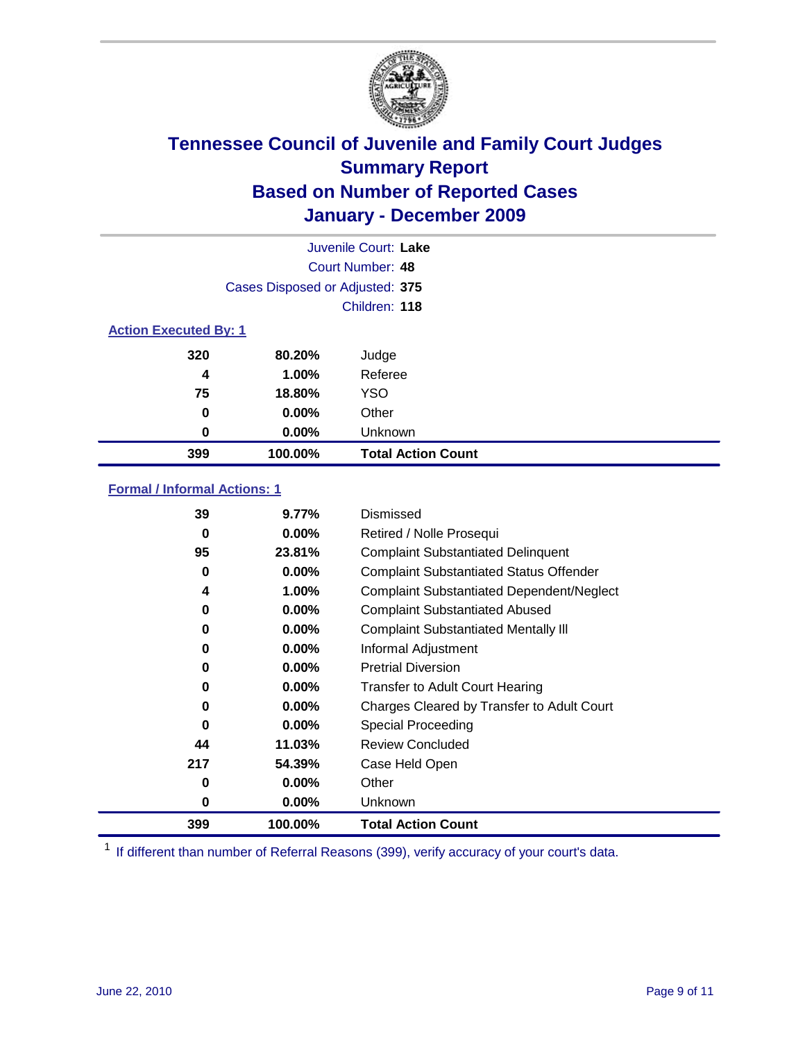# Tennessee Council of Juvenile and Family Court Judges
## Summary Report
## Based on Number of Reported Cases
## January - December 2009

Juvenile Court: **Lake**

Court Number: **48**

Cases Disposed or Adjusted: **375**

Children: **118**

### Action Executed By: 1

| | | |
|---|---|---|
| 320 | 80.20% | Judge |
| 4 | 1.00% | Referee |
| 75 | 18.80% | YSO |
| 0 | 0.00% | Other |
| 0 | 0.00% | Unknown |
| **399** | **100.00%** | **Total Action Count** |

### Formal / Informal Actions: 1

| | | |
|---|---|---|
| 39 | 9.77% | Dismissed |
| 0 | 0.00% | Retired / Nolle Prosequi |
| 95 | 23.81% | Complaint Substantiated Delinquent |
| 0 | 0.00% | Complaint Substantiated Status Offender |
| 4 | 1.00% | Complaint Substantiated Dependent/Neglect |
| 0 | 0.00% | Complaint Substantiated Abused |
| 0 | 0.00% | Complaint Substantiated Mentally Ill |
| 0 | 0.00% | Informal Adjustment |
| 0 | 0.00% | Pretrial Diversion |
| 0 | 0.00% | Transfer to Adult Court Hearing |
| 0 | 0.00% | Charges Cleared by Transfer to Adult Court |
| 0 | 0.00% | Special Proceeding |
| 44 | 11.03% | Review Concluded |
| 217 | 54.39% | Case Held Open |
| 0 | 0.00% | Other |
| 0 | 0.00% | Unknown |
| **399** | **100.00%** | **Total Action Count** |

[1] If different than number of Referral Reasons (399), verify accuracy of your court's data.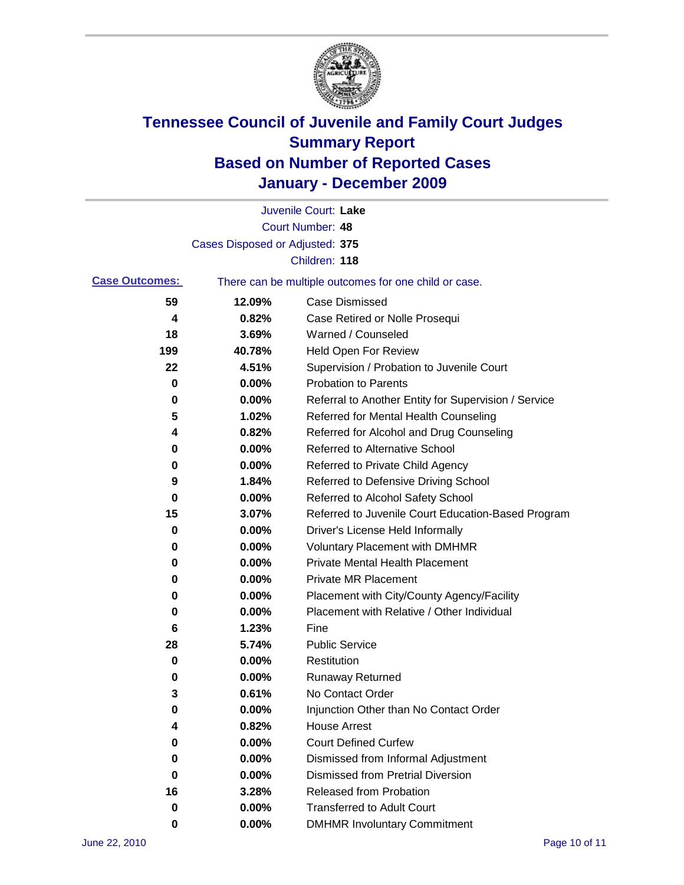# Tennessee Council of Juvenile and Family Court Judges
## Summary Report
## Based on Number of Reported Cases
## January - December 2009

Juvenile Court: **Lake**

Court Number: **48**

Cases Disposed or Adjusted: **375**

Children: **118**

**Case Outcomes:** There can be multiple outcomes for one child or case.

| | | |
|---|---|---|
| 59 | 12.09% | Case Dismissed |
| 4 | 0.82% | Case Retired or Nolle Prosequi |
| 18 | 3.69% | Warned / Counseled |
| 199 | 40.78% | Held Open For Review |
| 22 | 4.51% | Supervision / Probation to Juvenile Court |
| 0 | 0.00% | Probation to Parents |
| 0 | 0.00% | Referral to Another Entity for Supervision / Service |
| 5 | 1.02% | Referred for Mental Health Counseling |
| 4 | 0.82% | Referred for Alcohol and Drug Counseling |
| 0 | 0.00% | Referred to Alternative School |
| 0 | 0.00% | Referred to Private Child Agency |
| 9 | 1.84% | Referred to Defensive Driving School |
| 0 | 0.00% | Referred to Alcohol Safety School |
| 15 | 3.07% | Referred to Juvenile Court Education-Based Program |
| 0 | 0.00% | Driver's License Held Informally |
| 0 | 0.00% | Voluntary Placement with DMHMR |
| 0 | 0.00% | Private Mental Health Placement |
| 0 | 0.00% | Private MR Placement |
| 0 | 0.00% | Placement with City/County Agency/Facility |
| 0 | 0.00% | Placement with Relative / Other Individual |
| 6 | 1.23% | Fine |
| 28 | 5.74% | Public Service |
| 0 | 0.00% | Restitution |
| 0 | 0.00% | Runaway Returned |
| 3 | 0.61% | No Contact Order |
| 0 | 0.00% | Injunction Other than No Contact Order |
| 4 | 0.82% | House Arrest |
| 0 | 0.00% | Court Defined Curfew |
| 0 | 0.00% | Dismissed from Informal Adjustment |
| 0 | 0.00% | Dismissed from Pretrial Diversion |
| 16 | 3.28% | Released from Probation |
| 0 | 0.00% | Transferred to Adult Court |
| 0 | 0.00% | DMHMR Involuntary Commitment |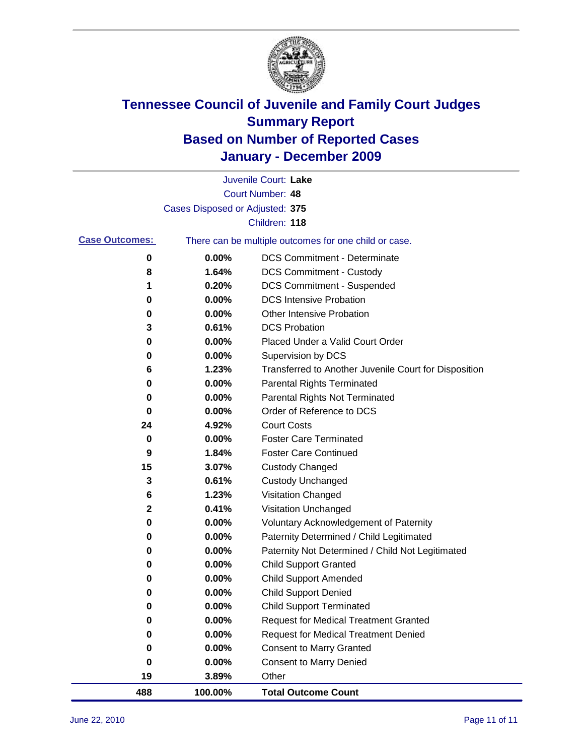# Tennessee Council of Juvenile and Family Court Judges
## Summary Report
## Based on Number of Reported Cases
## January - December 2009

Juvenile Court: **Lake**

Court Number: **48**

Cases Disposed or Adjusted: **375**

Children: **118**

**Case Outcomes:** There can be multiple outcomes for one child or case.

| | | |
|---|---|---|
| 0 | 0.00% | DCS Commitment - Determinate |
| 8 | 1.64% | DCS Commitment - Custody |
| 1 | 0.20% | DCS Commitment - Suspended |
| 0 | 0.00% | DCS Intensive Probation |
| 0 | 0.00% | Other Intensive Probation |
| 3 | 0.61% | DCS Probation |
| 0 | 0.00% | Placed Under a Valid Court Order |
| 0 | 0.00% | Supervision by DCS |
| 6 | 1.23% | Transferred to Another Juvenile Court for Disposition |
| 0 | 0.00% | Parental Rights Terminated |
| 0 | 0.00% | Parental Rights Not Terminated |
| 0 | 0.00% | Order of Reference to DCS |
| 24 | 4.92% | Court Costs |
| 0 | 0.00% | Foster Care Terminated |
| 9 | 1.84% | Foster Care Continued |
| 15 | 3.07% | Custody Changed |
| 3 | 0.61% | Custody Unchanged |
| 6 | 1.23% | Visitation Changed |
| 2 | 0.41% | Visitation Unchanged |
| 0 | 0.00% | Voluntary Acknowledgement of Paternity |
| 0 | 0.00% | Paternity Determined / Child Legitimated |
| 0 | 0.00% | Paternity Not Determined / Child Not Legitimated |
| 0 | 0.00% | Child Support Granted |
| 0 | 0.00% | Child Support Amended |
| 0 | 0.00% | Child Support Denied |
| 0 | 0.00% | Child Support Terminated |
| 0 | 0.00% | Request for Medical Treatment Granted |
| 0 | 0.00% | Request for Medical Treatment Denied |
| 0 | 0.00% | Consent to Marry Granted |
| 0 | 0.00% | Consent to Marry Denied |
| 19 | 3.89% | Other |
| **488** | **100.00%** | **Total Outcome Count** |

June 22, 2010